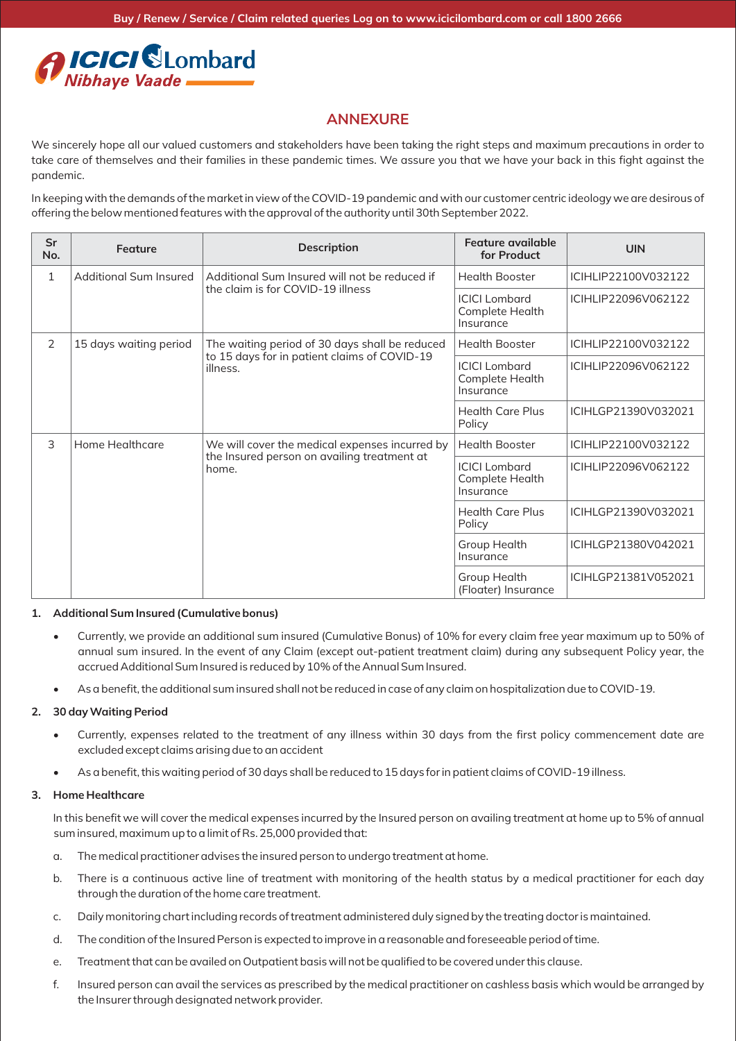# ANNEXURE

We sincerely hope all our valued customers and stakeholders have been taking the right steps and maximum precautions in order to take care of themselves and their families in these pandemic times. We assure you that we have your back in this fight against the pandemic.

In keeping with the demands of the market in view of the COVID-19 pandemic and with our customer centric ideology we are desirous of offering the below mentioned features with the approval of the authority until 30th September 2022.

| Sr No. | Feature | Description | Feature available for Product | UIN |
|---|---|---|---|---|
| 1 | Additional Sum Insured | Additional Sum Insured will not be reduced if the claim is for COVID-19 illness | Health Booster | ICIHLIP22100V032122 |
| | | | ICICI Lombard Complete Health Insurance | ICIHLIP22096V062122 |
| 2 | 15 days waiting period | The waiting period of 30 days shall be reduced to 15 days for in patient claims of COVID-19 illness. | Health Booster | ICIHLIP22100V032122 |
| | | | ICICI Lombard Complete Health Insurance | ICIHLIP22096V062122 |
| | | | Health Care Plus Policy | ICIHLGP21390V032021 |
| 3 | Home Healthcare | We will cover the medical expenses incurred by the Insured person on availing treatment at home. | Health Booster | ICIHLIP22100V032122 |
| | | | ICICI Lombard Complete Health Insurance | ICIHLIP22096V062122 |
| | | | Health Care Plus Policy | ICIHLGP21390V032021 |
| | | | Group Health Insurance | ICIHLGP21380V042021 |
| | | | Group Health (Floater) Insurance | ICIHLGP21381V052021 |

**1. Additional Sum Insured (Cumulative bonus)**

- Currently, we provide an additional sum insured (Cumulative Bonus) of 10% for every claim free year maximum up to 50% of annual sum insured. In the event of any Claim (except out-patient treatment claim) during any subsequent Policy year, the accrued Additional Sum Insured is reduced by 10% of the Annual Sum Insured.
- As a benefit, the additional sum insured shall not be reduced in case of any claim on hospitalization due to COVID-19.

**2. 30 day Waiting Period**

- Currently, expenses related to the treatment of any illness within 30 days from the first policy commencement date are excluded except claims arising due to an accident
- As a benefit, this waiting period of 30 days shall be reduced to 15 days for in patient claims of COVID-19 illness.

**3. Home Healthcare**

In this benefit we will cover the medical expenses incurred by the Insured person on availing treatment at home up to 5% of annual sum insured, maximum up to a limit of Rs. 25,000 provided that:

a. The medical practitioner advises the insured person to undergo treatment at home.

b. There is a continuous active line of treatment with monitoring of the health status by a medical practitioner for each day through the duration of the home care treatment.

c. Daily monitoring chart including records of treatment administered duly signed by the treating doctor is maintained.

d. The condition of the Insured Person is expected to improve in a reasonable and foreseeable period of time.

e. Treatment that can be availed on Outpatient basis will not be qualified to be covered under this clause.

f. Insured person can avail the services as prescribed by the medical practitioner on cashless basis which would be arranged by the Insurer through designated network provider.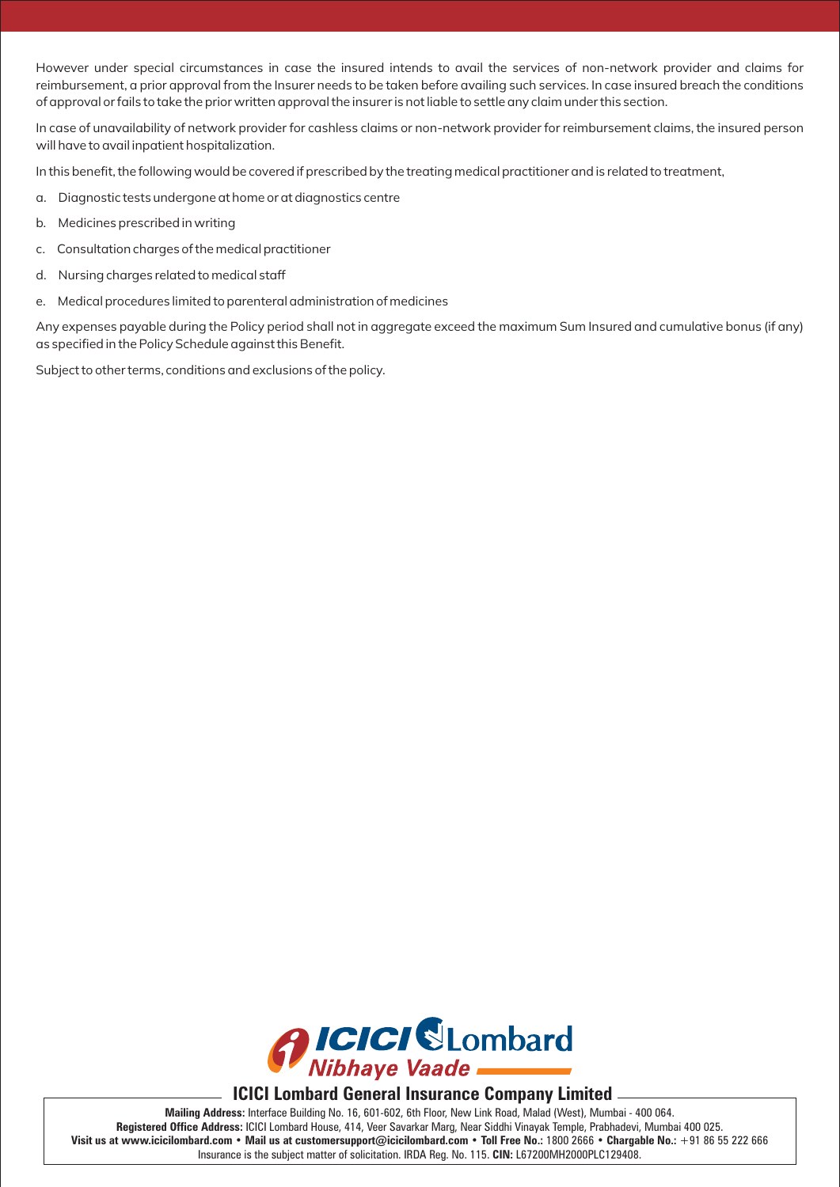However under special circumstances in case the insured intends to avail the services of non-network provider and claims for reimbursement, a prior approval from the Insurer needs to be taken before availing such services. In case insured breach the conditions of approval or fails to take the prior written approval the insurer is not liable to settle any claim under this section.

In case of unavailability of network provider for cashless claims or non-network provider for reimbursement claims, the insured person will have to avail inpatient hospitalization.

In this benefit, the following would be covered if prescribed by the treating medical practitioner and is related to treatment,

a. Diagnostic tests undergone at home or at diagnostics centre

b. Medicines prescribed in writing

c. Consultation charges of the medical practitioner

d. Nursing charges related to medical staff

e. Medical procedures limited to parenteral administration of medicines

Any expenses payable during the Policy period shall not in aggregate exceed the maximum Sum Insured and cumulative bonus (if any) as specified in the Policy Schedule against this Benefit.

Subject to other terms, conditions and exclusions of the policy.

ICICI Lombard Nibhaye Vaade

**ICICI Lombard General Insurance Company Limited**

**Mailing Address:** Interface Building No. 16, 601-602, 6th Floor, New Link Road, Malad (West), Mumbai - 400 064.
**Registered Office Address:** ICICI Lombard House, 414, Veer Savarkar Marg, Near Siddhi Vinayak Temple, Prabhadevi, Mumbai 400 025.
**Visit us at www.icicilombard.com • Mail us at customersupport@icicilombard.com • Toll Free No.:** 1800 2666 • **Chargable No.:** +91 86 55 222 666
Insurance is the subject matter of solicitation. IRDA Reg. No. 115. **CIN:** L67200MH2000PLC129408.